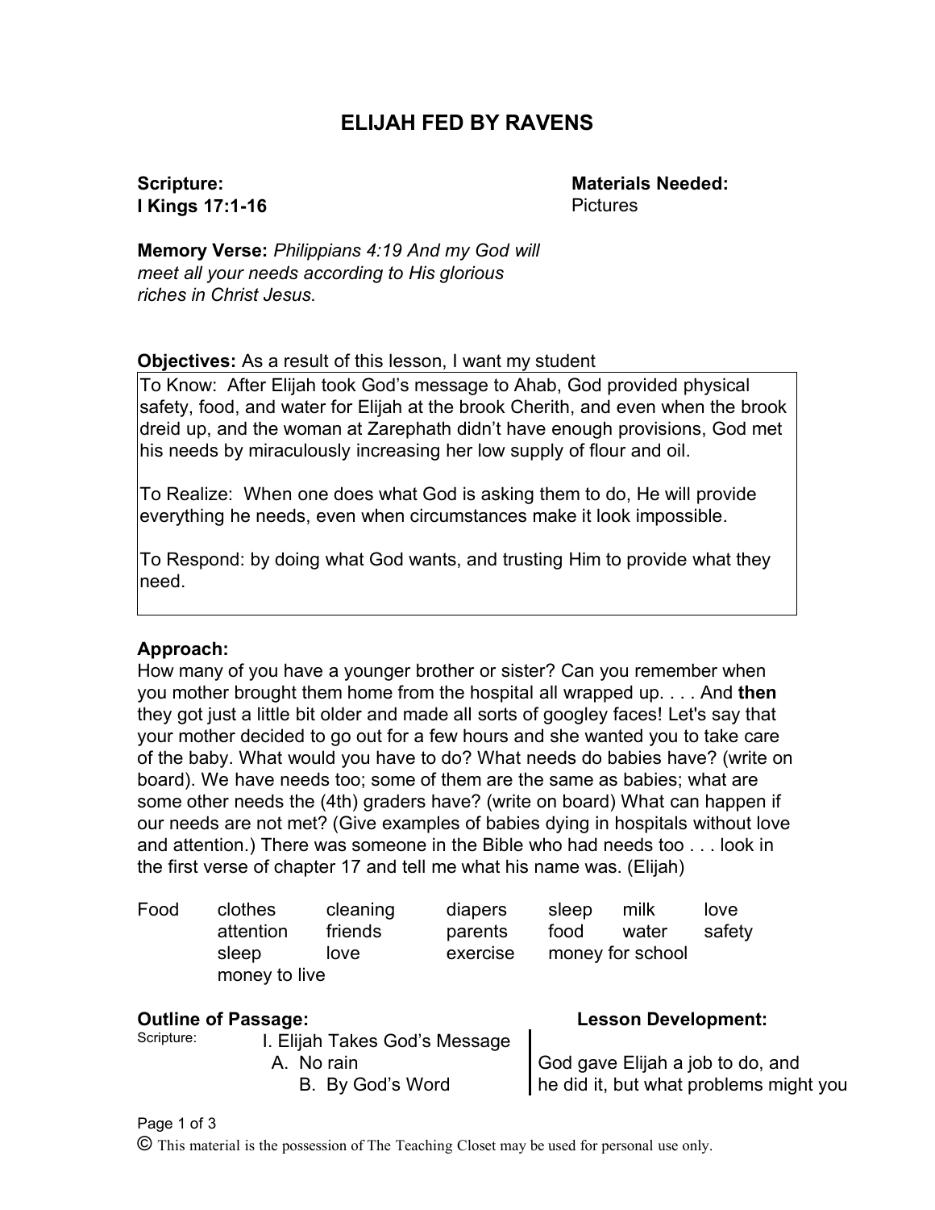# ELIJAH FED BY RAVENS

**Scripture:**
**I Kings 17:1-16**

**Materials Needed:**
Pictures

**Memory Verse:** *Philippians 4:19 And my God will meet all your needs according to His glorious riches in Christ Jesus.*

**Objectives:** As a result of this lesson, I want my student

To Know: After Elijah took God's message to Ahab, God provided physical safety, food, and water for Elijah at the brook Cherith, and even when the brook dreid up, and the woman at Zarephath didn't have enough provisions, God met his needs by miraculously increasing her low supply of flour and oil.

To Realize: When one does what God is asking them to do, He will provide everything he needs, even when circumstances make it look impossible.

To Respond: by doing what God wants, and trusting Him to provide what they need.

**Approach:**
How many of you have a younger brother or sister? Can you remember when you mother brought them home from the hospital all wrapped up. . . . And **then** they got just a little bit older and made all sorts of googley faces! Let's say that your mother decided to go out for a few hours and she wanted you to take care of the baby. What would you have to do? What needs do babies have? (write on board). We have needs too; some of them are the same as babies; what are some other needs the (4th) graders have? (write on board) What can happen if our needs are not met? (Give examples of babies dying in hospitals without love and attention.) There was someone in the Bible who had needs too . . . look in the first verse of chapter 17 and tell me what his name was. (Elijah)

Food clothes cleaning diapers sleep milk love
attention friends parents food water safety
sleep love exercise money for school
money to live

**Outline of Passage:**
Scripture:
I. Elijah Takes God's Message
A. No rain
B. By God's Word

**Lesson Development:**
God gave Elijah a job to do, and he did it, but what problems might you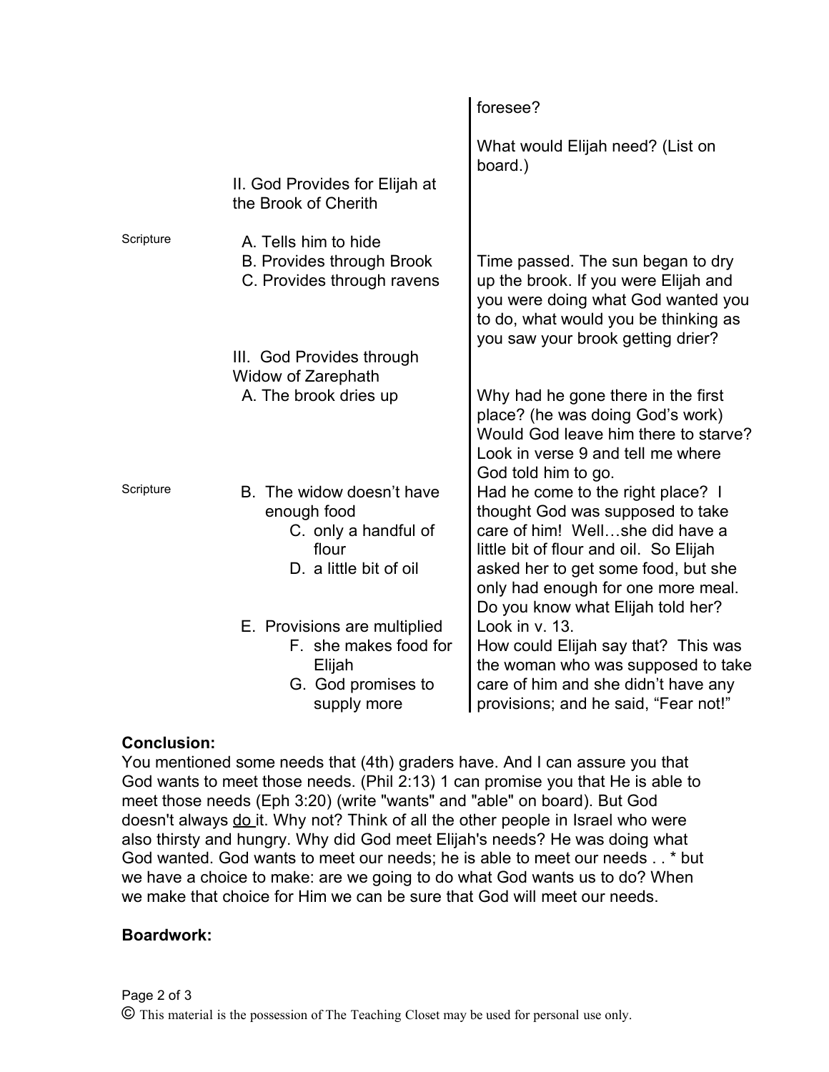| | | |
|---|---|---|
| | | foresee?<br><br>What would Elijah need? (List on board.) |
| | II. God Provides for Elijah at the Brook of Cherith | |
| Scripture | A. Tells him to hide<br>B. Provides through Brook<br>C. Provides through ravens | Time passed. The sun began to dry up the brook. If you were Elijah and you were doing what God wanted you to do, what would you be thinking as you saw your brook getting drier? |
| | III. God Provides through Widow of Zarephath<br>A. The brook dries up | Why had he gone there in the first place? (he was doing God's work) Would God leave him there to starve? Look in verse 9 and tell me where God told him to go. |
| Scripture | B. The widow doesn't have enough food<br>C. only a handful of flour<br>D. a little bit of oil | Had he come to the right place? I thought God was supposed to take care of him! Well…she did have a little bit of flour and oil. So Elijah asked her to get some food, but she only had enough for one more meal. Do you know what Elijah told her? |
| | E. Provisions are multiplied<br>F. she makes food for Elijah<br>G. God promises to supply more | Look in v. 13.<br>How could Elijah say that? This was the woman who was supposed to take care of him and she didn't have any provisions; and he said, "Fear not!" |

**Conclusion:**
You mentioned some needs that (4th) graders have. And I can assure you that God wants to meet those needs. (Phil 2:13) 1 can promise you that He is able to meet those needs (Eph 3:20) (write "wants" and "able" on board). But God doesn't always do it. Why not? Think of all the other people in Israel who were also thirsty and hungry. Why did God meet Elijah's needs? He was doing what God wanted. God wants to meet our needs; he is able to meet our needs . . * but we have a choice to make: are we going to do what God wants us to do? When we make that choice for Him we can be sure that God will meet our needs.

**Boardwork:**

© This material is the possession of The Teaching Closet may be used for personal use only.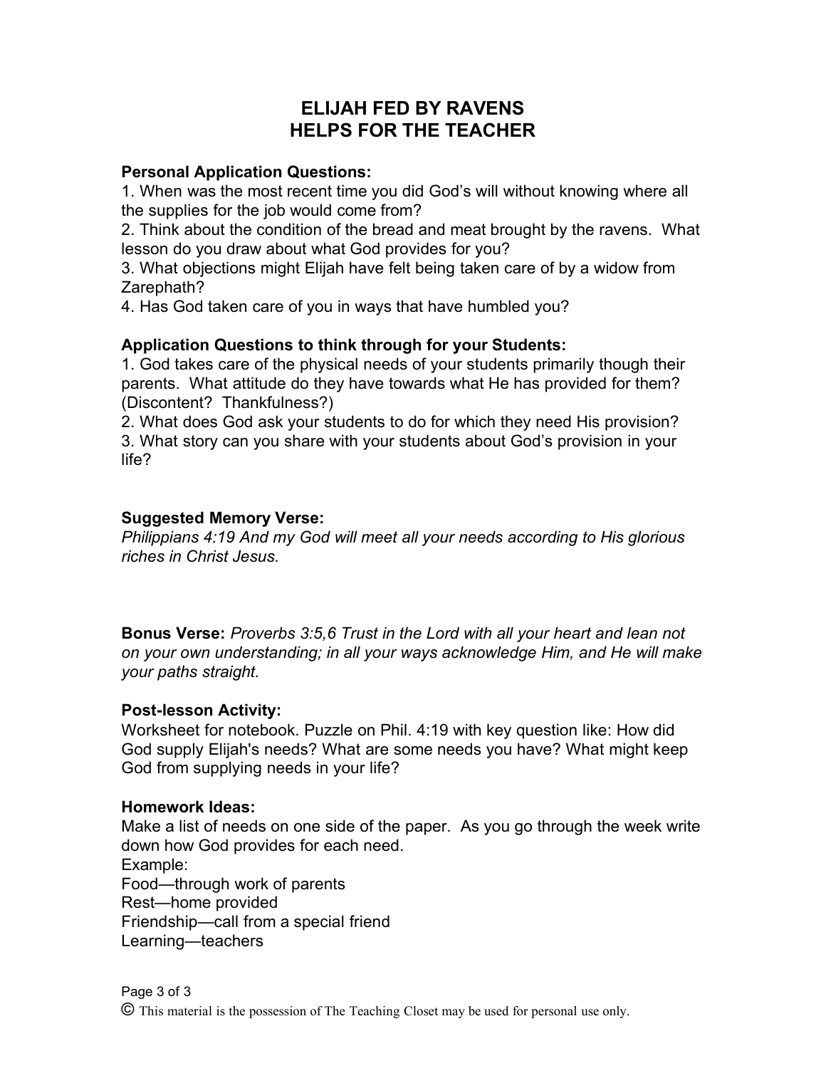# ELIJAH FED BY RAVENS
# HELPS FOR THE TEACHER

**Personal Application Questions:**

1. When was the most recent time you did God's will without knowing where all the supplies for the job would come from?
2. Think about the condition of the bread and meat brought by the ravens. What lesson do you draw about what God provides for you?
3. What objections might Elijah have felt being taken care of by a widow from Zarephath?
4. Has God taken care of you in ways that have humbled you?

**Application Questions to think through for your Students:**

1. God takes care of the physical needs of your students primarily though their parents. What attitude do they have towards what He has provided for them? (Discontent? Thankfulness?)
2. What does God ask your students to do for which they need His provision?
3. What story can you share with your students about God's provision in your life?

**Suggested Memory Verse:**
*Philippians 4:19 And my God will meet all your needs according to His glorious riches in Christ Jesus.*

**Bonus Verse:** *Proverbs 3:5,6 Trust in the Lord with all your heart and lean not on your own understanding; in all your ways acknowledge Him, and He will make your paths straight.*

**Post-lesson Activity:**
Worksheet for notebook. Puzzle on Phil. 4:19 with key question like: How did God supply Elijah's needs? What are some needs you have? What might keep God from supplying needs in your life?

**Homework Ideas:**
Make a list of needs on one side of the paper. As you go through the week write down how God provides for each need.
Example:
Food—through work of parents
Rest—home provided
Friendship—call from a special friend
Learning—teachers

© This material is the possession of The Teaching Closet may be used for personal use only.